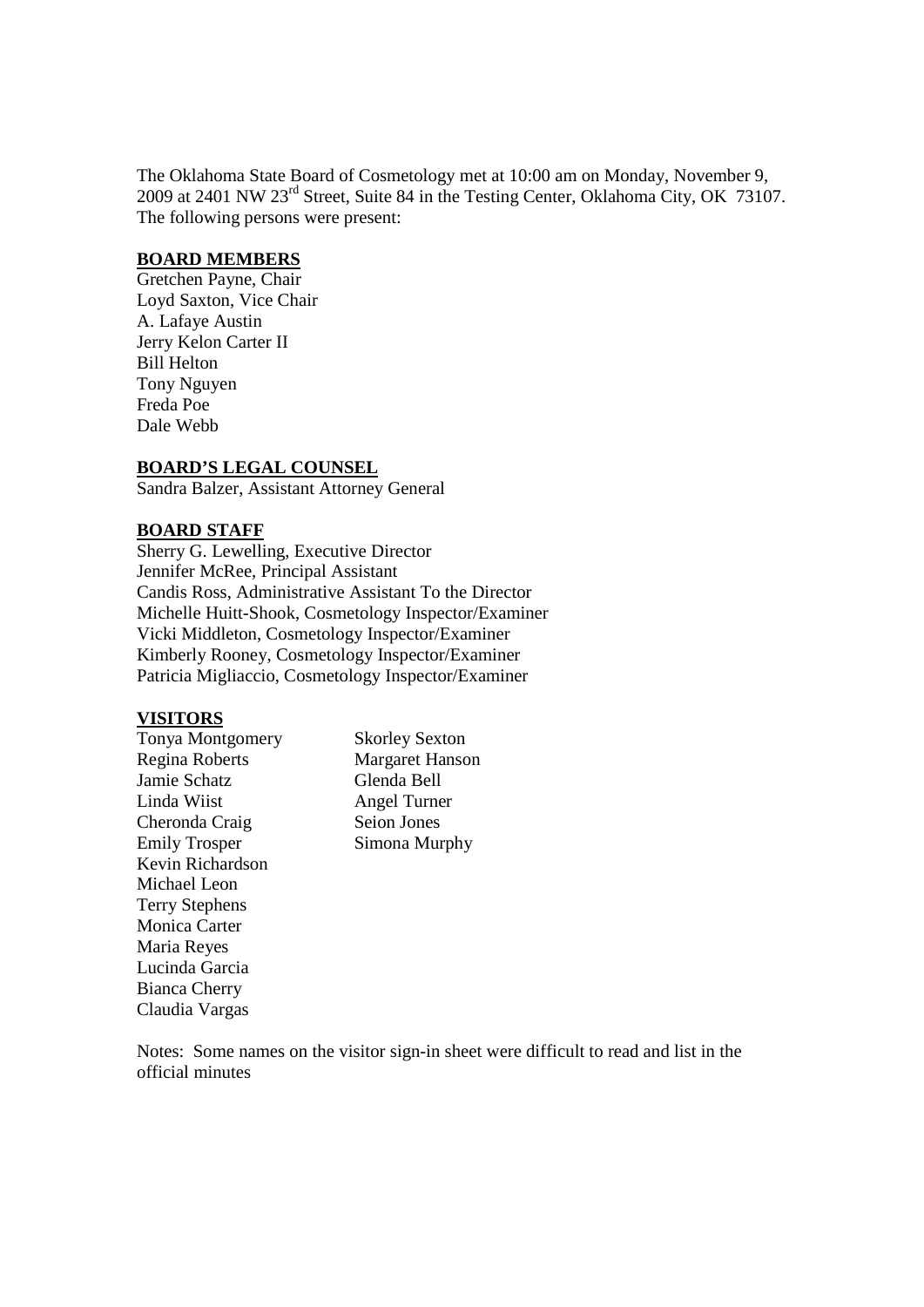The Oklahoma State Board of Cosmetology met at 10:00 am on Monday, November 9, 2009 at 2401 NW 23rd Street, Suite 84 in the Testing Center, Oklahoma City, OK 73107. The following persons were present:

**BOARD MEMBERS**

Gretchen Payne, Chair
Loyd Saxton, Vice Chair
A. Lafaye Austin
Jerry Kelon Carter II
Bill Helton
Tony Nguyen
Freda Poe
Dale Webb

**BOARD'S LEGAL COUNSEL**

Sandra Balzer, Assistant Attorney General

**BOARD STAFF**

Sherry G. Lewelling, Executive Director
Jennifer McRee, Principal Assistant
Candis Ross, Administrative Assistant To the Director
Michelle Huitt-Shook, Cosmetology Inspector/Examiner
Vicki Middleton, Cosmetology Inspector/Examiner
Kimberly Rooney, Cosmetology Inspector/Examiner
Patricia Migliaccio, Cosmetology Inspector/Examiner

**VISITORS**

Tonya Montgomery
Regina Roberts
Jamie Schatz
Linda Wiist
Cheronda Craig
Emily Trosper
Kevin Richardson
Michael Leon
Terry Stephens
Monica Carter
Maria Reyes
Lucinda Garcia
Bianca Cherry
Claudia Vargas
Skorley Sexton
Margaret Hanson
Glenda Bell
Angel Turner
Seion Jones
Simona Murphy

Notes: Some names on the visitor sign-in sheet were difficult to read and list in the official minutes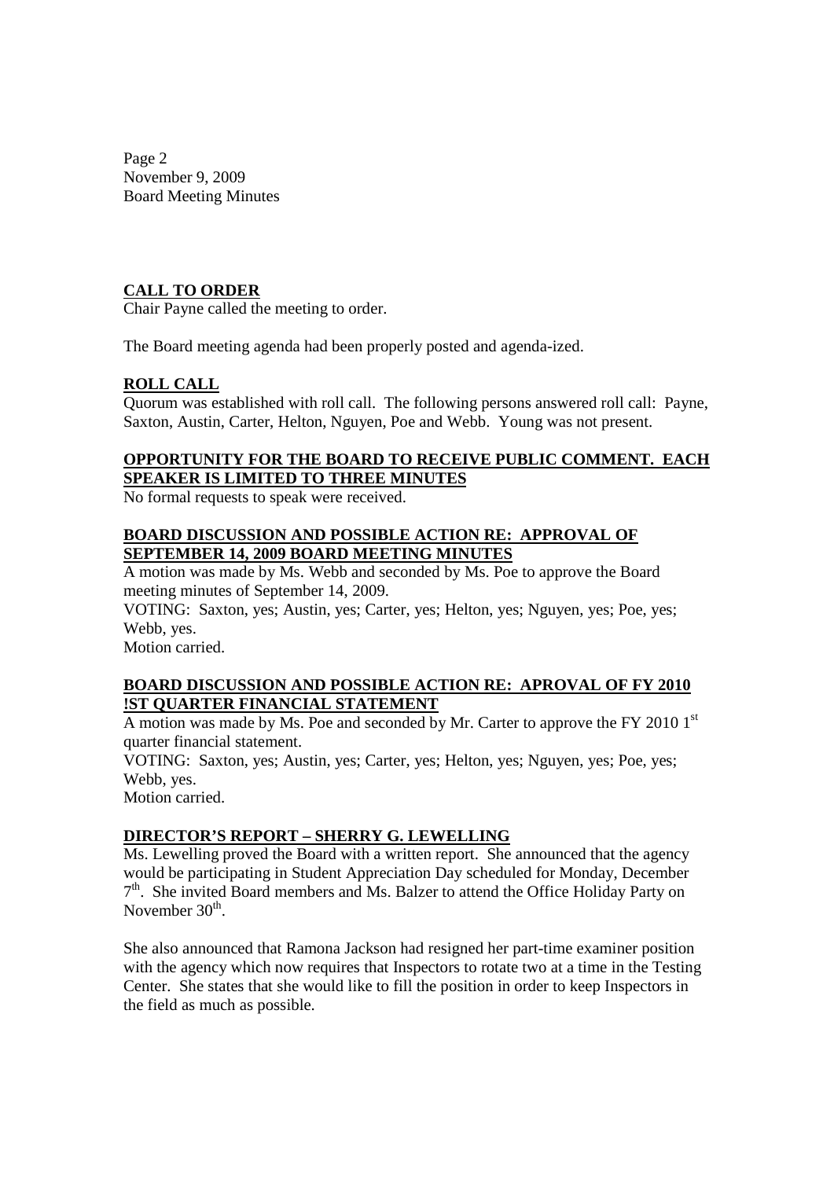**CALL TO ORDER**

Chair Payne called the meeting to order.

The Board meeting agenda had been properly posted and agenda-ized.

**ROLL CALL**

Quorum was established with roll call. The following persons answered roll call: Payne, Saxton, Austin, Carter, Helton, Nguyen, Poe and Webb. Young was not present.

**OPPORTUNITY FOR THE BOARD TO RECEIVE PUBLIC COMMENT. EACH SPEAKER IS LIMITED TO THREE MINUTES**

No formal requests to speak were received.

**BOARD DISCUSSION AND POSSIBLE ACTION RE: APPROVAL OF SEPTEMBER 14, 2009 BOARD MEETING MINUTES**

A motion was made by Ms. Webb and seconded by Ms. Poe to approve the Board meeting minutes of September 14, 2009.

VOTING: Saxton, yes; Austin, yes; Carter, yes; Helton, yes; Nguyen, yes; Poe, yes; Webb, yes.

Motion carried.

**BOARD DISCUSSION AND POSSIBLE ACTION RE: APROVAL OF FY 2010 !ST QUARTER FINANCIAL STATEMENT**

A motion was made by Ms. Poe and seconded by Mr. Carter to approve the FY 2010 1st quarter financial statement.

VOTING: Saxton, yes; Austin, yes; Carter, yes; Helton, yes; Nguyen, yes; Poe, yes; Webb, yes.

Motion carried.

**DIRECTOR'S REPORT – SHERRY G. LEWELLING**

Ms. Lewelling proved the Board with a written report. She announced that the agency would be participating in Student Appreciation Day scheduled for Monday, December 7th. She invited Board members and Ms. Balzer to attend the Office Holiday Party on November 30th.

She also announced that Ramona Jackson had resigned her part-time examiner position with the agency which now requires that Inspectors to rotate two at a time in the Testing Center. She states that she would like to fill the position in order to keep Inspectors in the field as much as possible.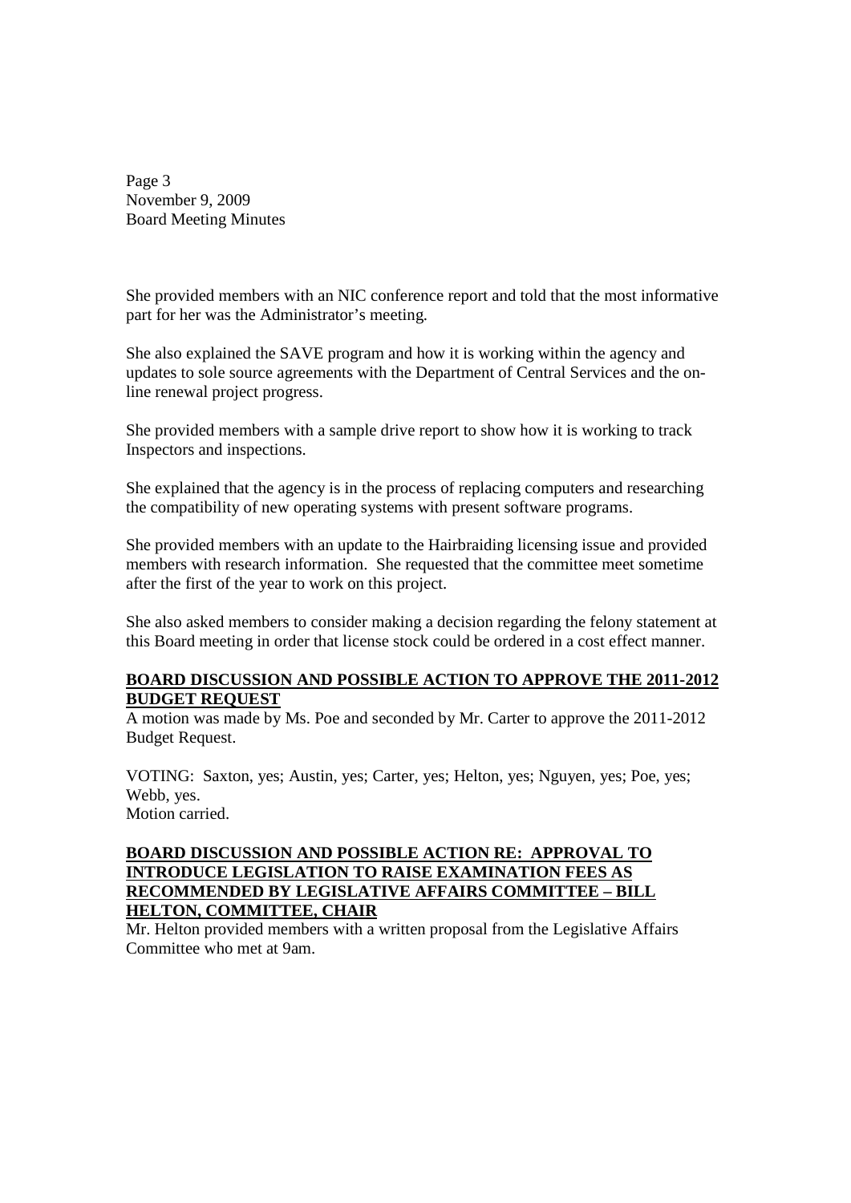She provided members with an NIC conference report and told that the most informative part for her was the Administrator's meeting.

She also explained the SAVE program and how it is working within the agency and updates to sole source agreements with the Department of Central Services and the on-line renewal project progress.

She provided members with a sample drive report to show how it is working to track Inspectors and inspections.

She explained that the agency is in the process of replacing computers and researching the compatibility of new operating systems with present software programs.

She provided members with an update to the Hairbraiding licensing issue and provided members with research information. She requested that the committee meet sometime after the first of the year to work on this project.

She also asked members to consider making a decision regarding the felony statement at this Board meeting in order that license stock could be ordered in a cost effect manner.

**BOARD DISCUSSION AND POSSIBLE ACTION TO APPROVE THE 2011-2012 BUDGET REQUEST**

A motion was made by Ms. Poe and seconded by Mr. Carter to approve the 2011-2012 Budget Request.

VOTING: Saxton, yes; Austin, yes; Carter, yes; Helton, yes; Nguyen, yes; Poe, yes; Webb, yes.
Motion carried.

**BOARD DISCUSSION AND POSSIBLE ACTION RE: APPROVAL TO INTRODUCE LEGISLATION TO RAISE EXAMINATION FEES AS RECOMMENDED BY LEGISLATIVE AFFAIRS COMMITTEE – BILL HELTON, COMMITTEE, CHAIR**

Mr. Helton provided members with a written proposal from the Legislative Affairs Committee who met at 9am.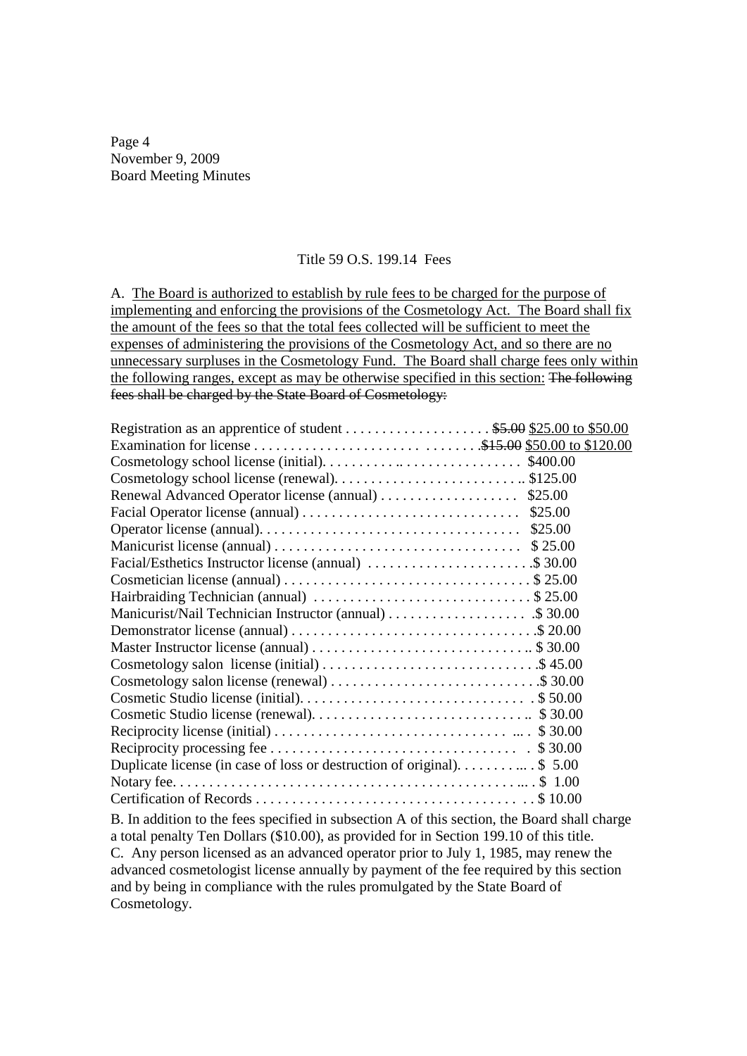Title 59 O.S. 199.14 Fees

A. <u>The Board is authorized to establish by rule fees to be charged for the purpose of implementing and enforcing the provisions of the Cosmetology Act. The Board shall fix the amount of the fees so that the total fees collected will be sufficient to meet the expenses of administering the provisions of the Cosmetology Act, and so there are no unnecessary surpluses in the Cosmetology Fund. The Board shall charge fees only within the following ranges, except as may be otherwise specified in this section:</u> ~~The following fees shall be charged by the State Board of Cosmetology:~~

| | |
|---|---|
| Registration as an apprentice of student | ~~$5.00~~ <u>$25.00 to $50.00</u> |
| Examination for license | ~~$15.00~~ <u>$50.00 to $120.00</u> |
| Cosmetology school license (initial) | $400.00 |
| Cosmetology school license (renewal) | $125.00 |
| Renewal Advanced Operator license (annual) | $25.00 |
| Facial Operator license (annual) | $25.00 |
| Operator license (annual) | $25.00 |
| Manicurist license (annual) | $ 25.00 |
| Facial/Esthetics Instructor license (annual) | $ 30.00 |
| Cosmetician license (annual) | $ 25.00 |
| Hairbraiding Technician (annual) | $ 25.00 |
| Manicurist/Nail Technician Instructor (annual) | $ 30.00 |
| Demonstrator license (annual) | $ 20.00 |
| Master Instructor license (annual) | $ 30.00 |
| Cosmetology salon license (initial) | $ 45.00 |
| Cosmetology salon license (renewal) | $ 30.00 |
| Cosmetic Studio license (initial) | $ 50.00 |
| Cosmetic Studio license (renewal) | $ 30.00 |
| Reciprocity license (initial) | $ 30.00 |
| Reciprocity processing fee | $ 30.00 |
| Duplicate license (in case of loss or destruction of original) | $ 5.00 |
| Notary fee | $ 1.00 |
| Certification of Records | $ 10.00 |

B. In addition to the fees specified in subsection A of this section, the Board shall charge a total penalty Ten Dollars ($10.00), as provided for in Section 199.10 of this title.

C. Any person licensed as an advanced operator prior to July 1, 1985, may renew the advanced cosmetologist license annually by payment of the fee required by this section and by being in compliance with the rules promulgated by the State Board of Cosmetology.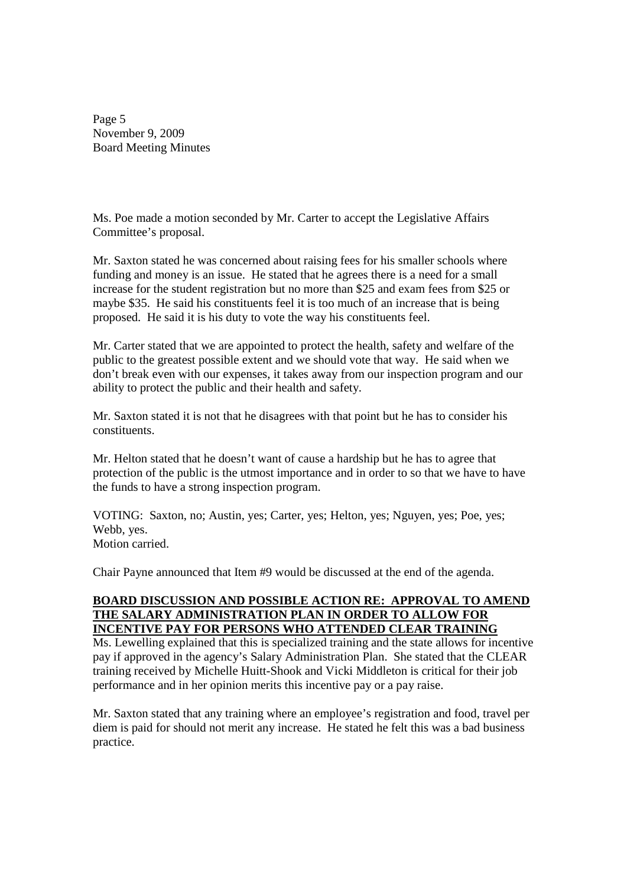Ms. Poe made a motion seconded by Mr. Carter to accept the Legislative Affairs Committee's proposal.

Mr. Saxton stated he was concerned about raising fees for his smaller schools where funding and money is an issue. He stated that he agrees there is a need for a small increase for the student registration but no more than $25 and exam fees from $25 or maybe $35. He said his constituents feel it is too much of an increase that is being proposed. He said it is his duty to vote the way his constituents feel.

Mr. Carter stated that we are appointed to protect the health, safety and welfare of the public to the greatest possible extent and we should vote that way. He said when we don't break even with our expenses, it takes away from our inspection program and our ability to protect the public and their health and safety.

Mr. Saxton stated it is not that he disagrees with that point but he has to consider his constituents.

Mr. Helton stated that he doesn't want of cause a hardship but he has to agree that protection of the public is the utmost importance and in order to so that we have to have the funds to have a strong inspection program.

VOTING: Saxton, no; Austin, yes; Carter, yes; Helton, yes; Nguyen, yes; Poe, yes; Webb, yes.
Motion carried.

Chair Payne announced that Item #9 would be discussed at the end of the agenda.

**BOARD DISCUSSION AND POSSIBLE ACTION RE: APPROVAL TO AMEND THE SALARY ADMINISTRATION PLAN IN ORDER TO ALLOW FOR INCENTIVE PAY FOR PERSONS WHO ATTENDED CLEAR TRAINING**

Ms. Lewelling explained that this is specialized training and the state allows for incentive pay if approved in the agency's Salary Administration Plan. She stated that the CLEAR training received by Michelle Huitt-Shook and Vicki Middleton is critical for their job performance and in her opinion merits this incentive pay or a pay raise.

Mr. Saxton stated that any training where an employee's registration and food, travel per diem is paid for should not merit any increase. He stated he felt this was a bad business practice.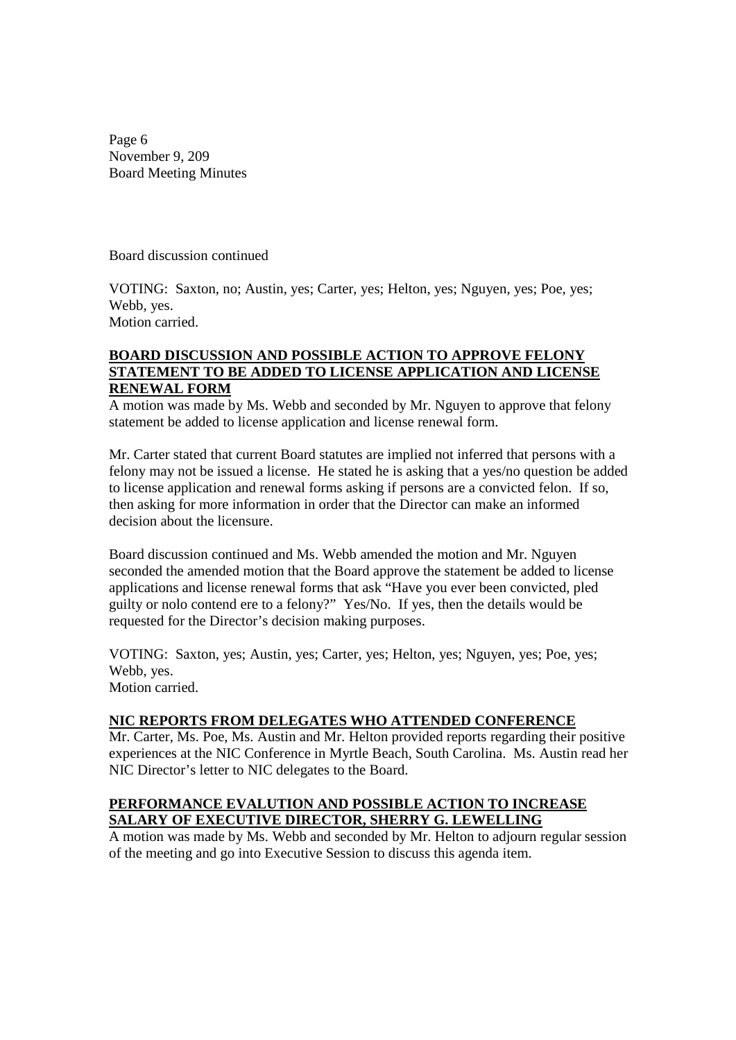Board discussion continued

VOTING: Saxton, no; Austin, yes; Carter, yes; Helton, yes; Nguyen, yes; Poe, yes; Webb, yes.
Motion carried.

**BOARD DISCUSSION AND POSSIBLE ACTION TO APPROVE FELONY STATEMENT TO BE ADDED TO LICENSE APPLICATION AND LICENSE RENEWAL FORM**

A motion was made by Ms. Webb and seconded by Mr. Nguyen to approve that felony statement be added to license application and license renewal form.

Mr. Carter stated that current Board statutes are implied not inferred that persons with a felony may not be issued a license. He stated he is asking that a yes/no question be added to license application and renewal forms asking if persons are a convicted felon. If so, then asking for more information in order that the Director can make an informed decision about the licensure.

Board discussion continued and Ms. Webb amended the motion and Mr. Nguyen seconded the amended motion that the Board approve the statement be added to license applications and license renewal forms that ask "Have you ever been convicted, pled guilty or nolo contend ere to a felony?" Yes/No. If yes, then the details would be requested for the Director's decision making purposes.

VOTING: Saxton, yes; Austin, yes; Carter, yes; Helton, yes; Nguyen, yes; Poe, yes; Webb, yes.
Motion carried.

**NIC REPORTS FROM DELEGATES WHO ATTENDED CONFERENCE**

Mr. Carter, Ms. Poe, Ms. Austin and Mr. Helton provided reports regarding their positive experiences at the NIC Conference in Myrtle Beach, South Carolina. Ms. Austin read her NIC Director's letter to NIC delegates to the Board.

**PERFORMANCE EVALUTION AND POSSIBLE ACTION TO INCREASE SALARY OF EXECUTIVE DIRECTOR, SHERRY G. LEWELLING**

A motion was made by Ms. Webb and seconded by Mr. Helton to adjourn regular session of the meeting and go into Executive Session to discuss this agenda item.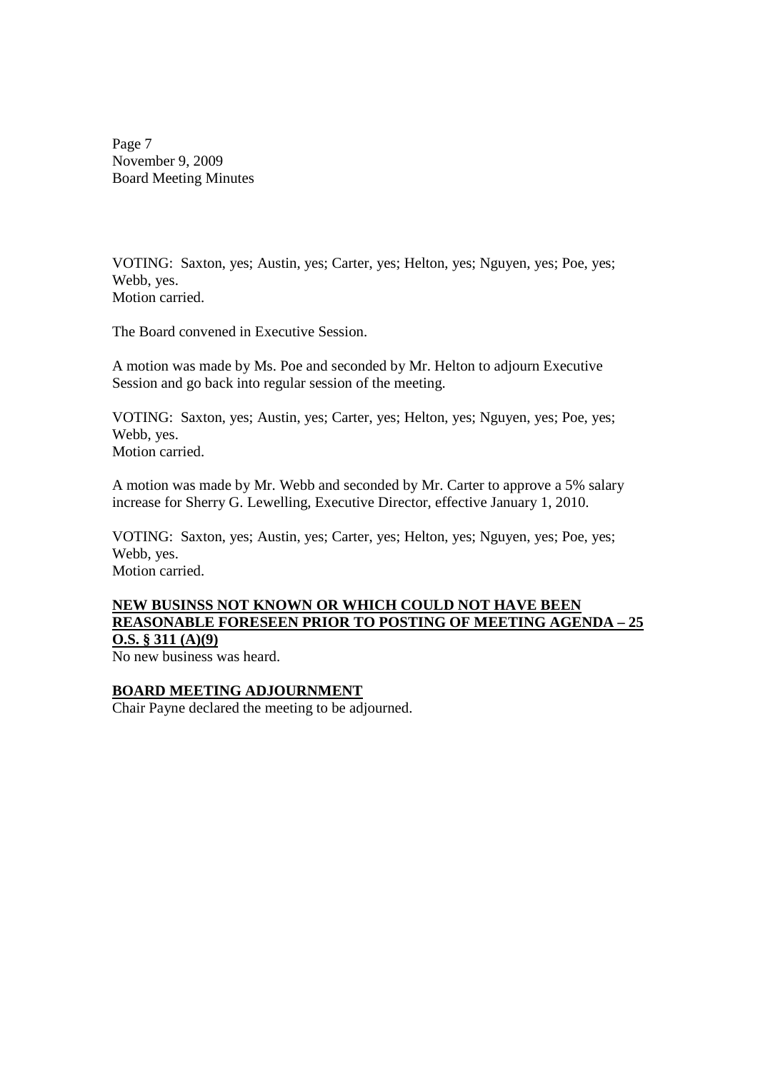VOTING: Saxton, yes; Austin, yes; Carter, yes; Helton, yes; Nguyen, yes; Poe, yes; Webb, yes.
Motion carried.

The Board convened in Executive Session.

A motion was made by Ms. Poe and seconded by Mr. Helton to adjourn Executive Session and go back into regular session of the meeting.

VOTING: Saxton, yes; Austin, yes; Carter, yes; Helton, yes; Nguyen, yes; Poe, yes; Webb, yes.
Motion carried.

A motion was made by Mr. Webb and seconded by Mr. Carter to approve a 5% salary increase for Sherry G. Lewelling, Executive Director, effective January 1, 2010.

VOTING: Saxton, yes; Austin, yes; Carter, yes; Helton, yes; Nguyen, yes; Poe, yes; Webb, yes.
Motion carried.

**NEW BUSINSS NOT KNOWN OR WHICH COULD NOT HAVE BEEN REASONABLE FORESEEN PRIOR TO POSTING OF MEETING AGENDA – 25 O.S. § 311 (A)(9)**

No new business was heard.

**BOARD MEETING ADJOURNMENT**

Chair Payne declared the meeting to be adjourned.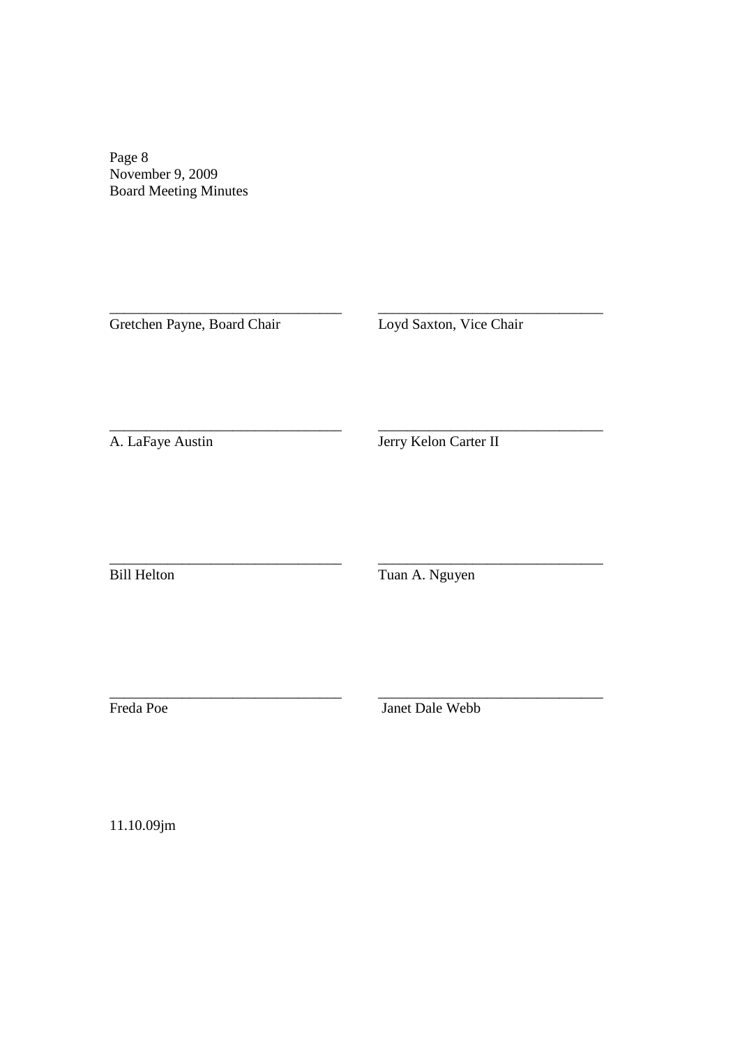________________________________ ________________________________

Gretchen Payne, Board Chair Loyd Saxton, Vice Chair

________________________________ ________________________________

A. LaFaye Austin Jerry Kelon Carter II

________________________________ ________________________________

Bill Helton Tuan A. Nguyen

________________________________ ________________________________

Freda Poe Janet Dale Webb

11.10.09jm